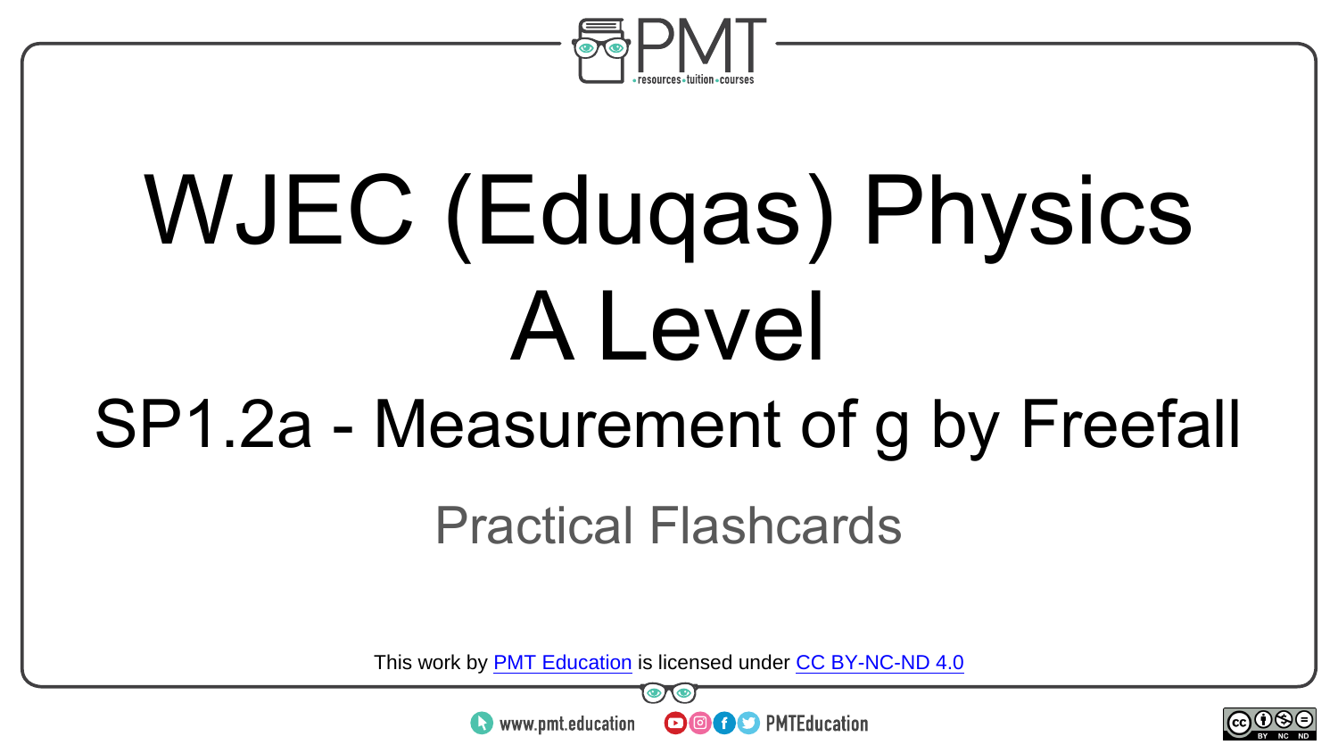# WJEC (Eduqas) Physics A Level

## SP1.2a - Measurement of g by Freefall

### Practical Flashcards

This work by PMT Education is licensed under CC BY-NC-ND 4.0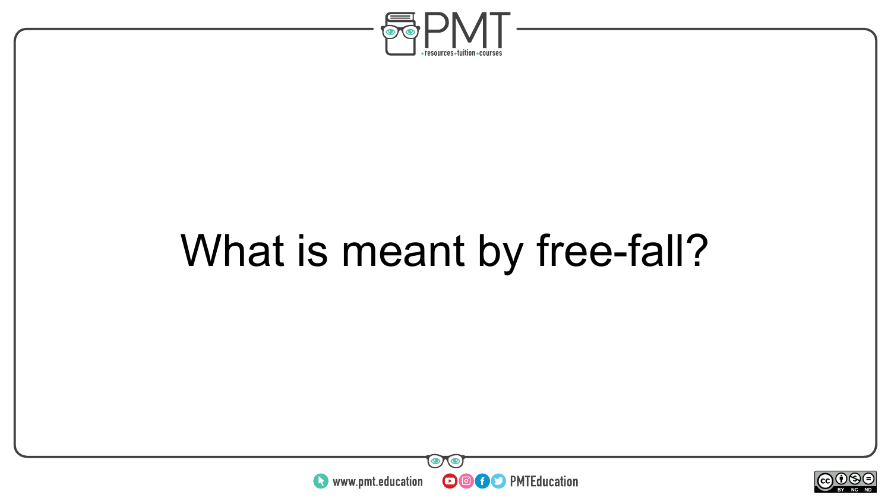What is meant by free-fall?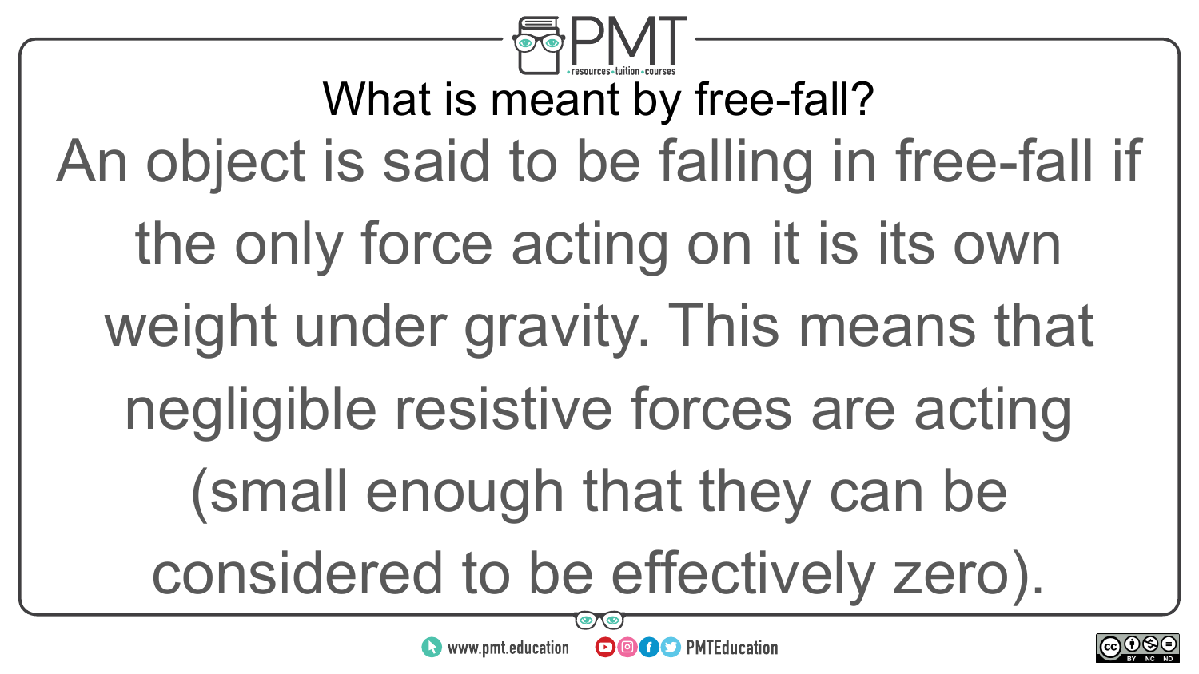## What is meant by free-fall?

An object is said to be falling in free-fall if the only force acting on it is its own weight under gravity. This means that negligible resistive forces are acting (small enough that they can be considered to be effectively zero).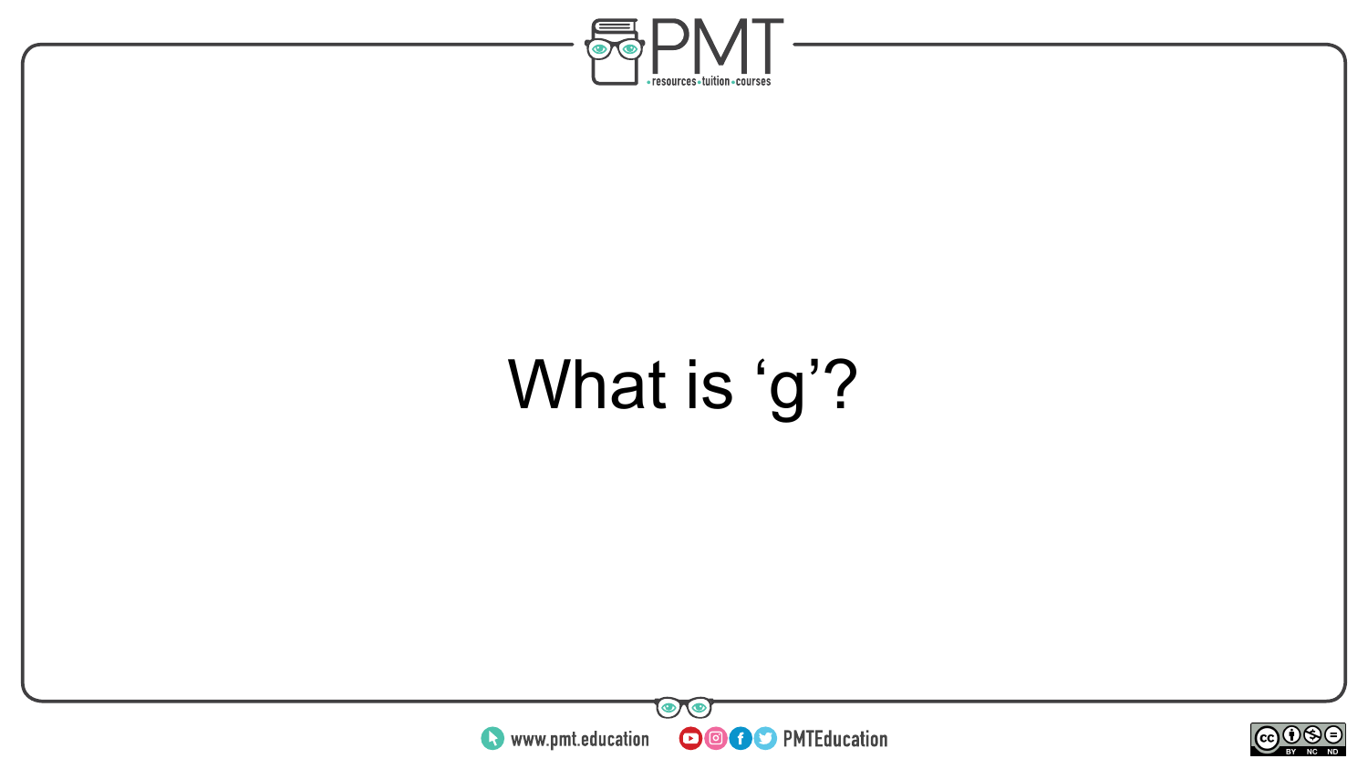What is ‘g’?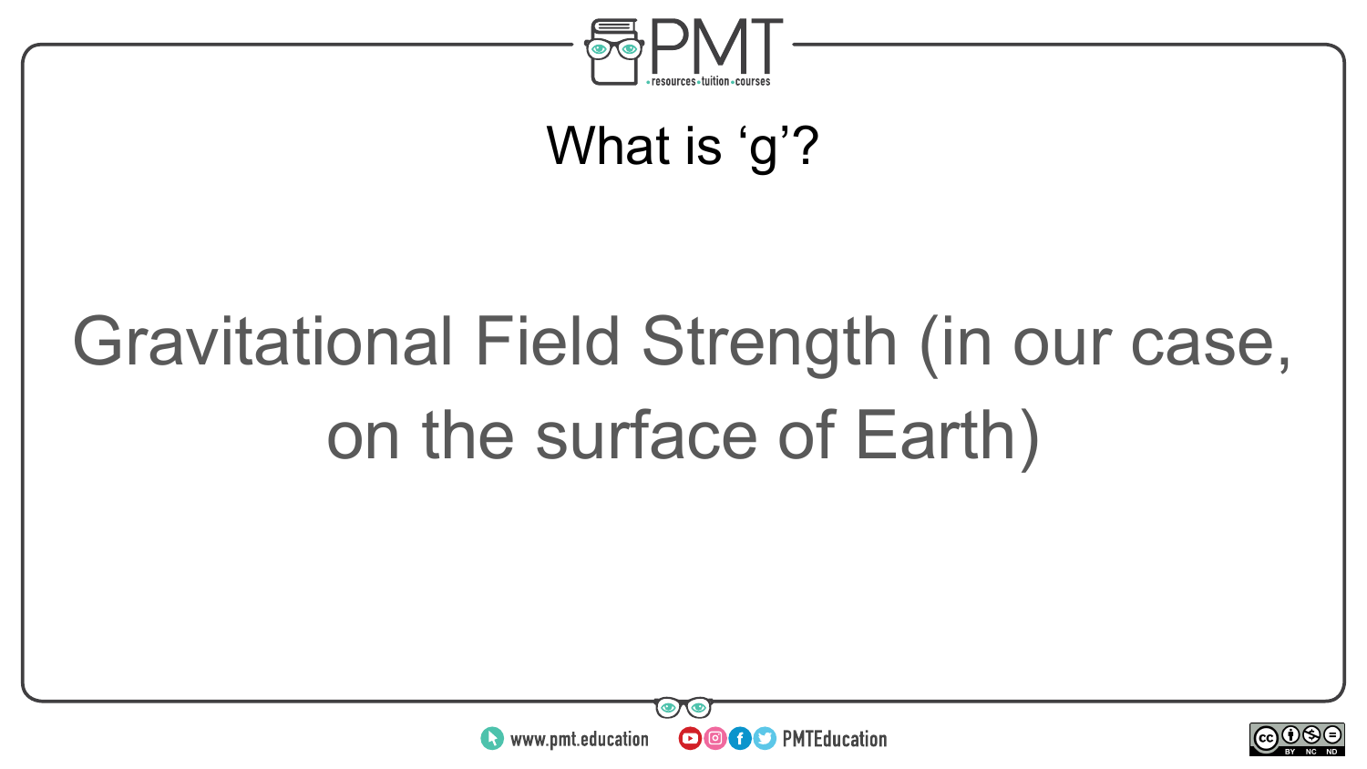## What is ‘g’?

Gravitational Field Strength (in our case, on the surface of Earth)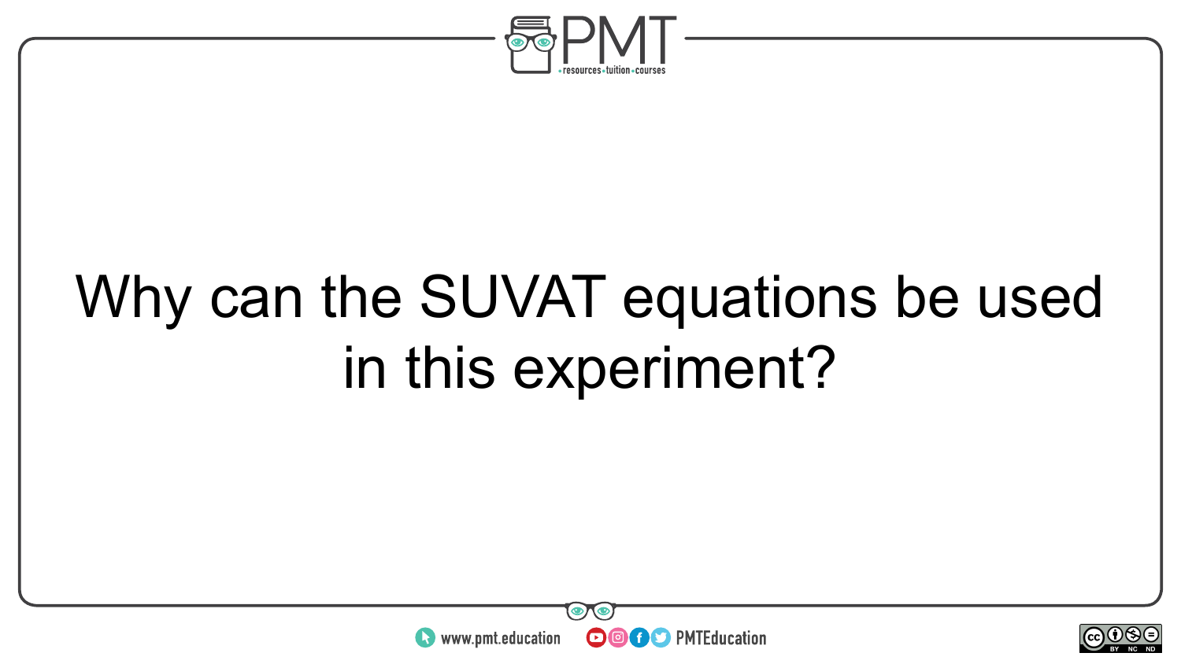Why can the SUVAT equations be used in this experiment?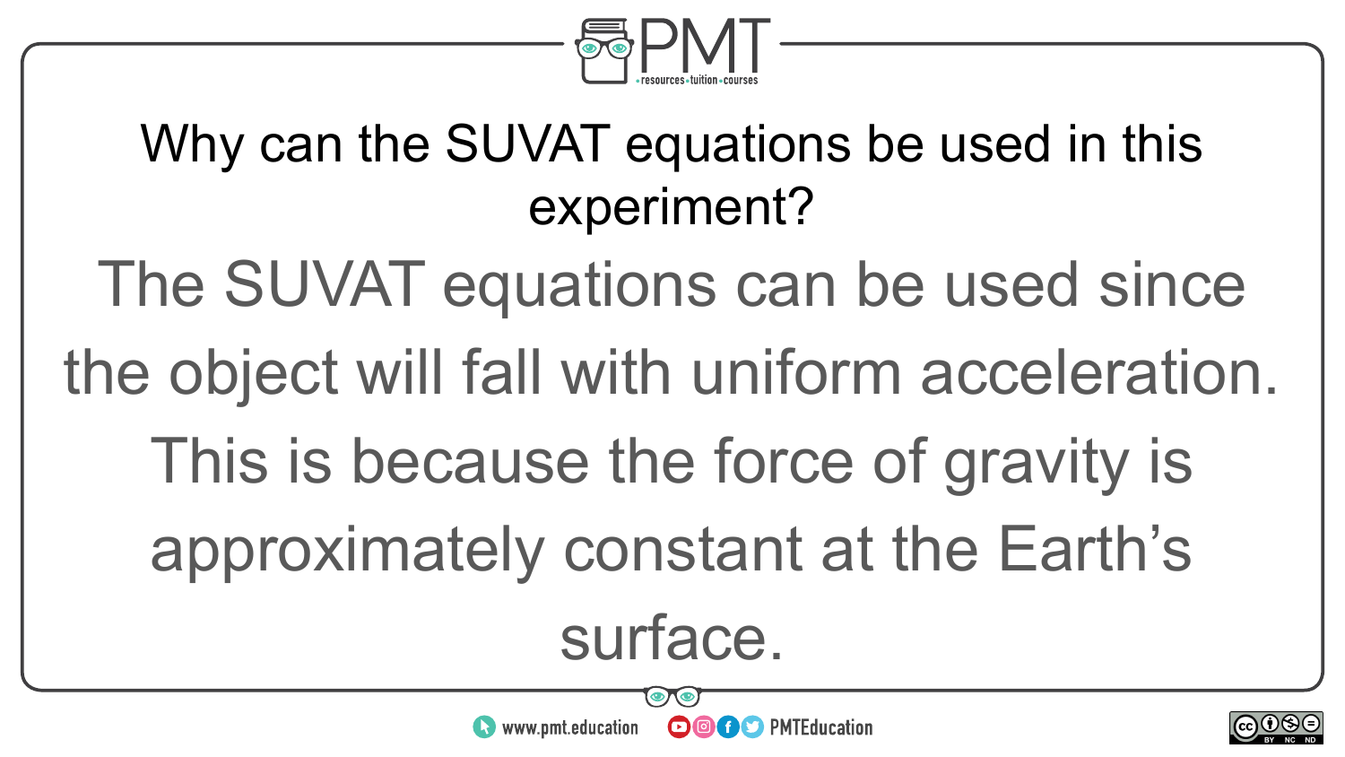## Why can the SUVAT equations be used in this experiment?

The SUVAT equations can be used since the object will fall with uniform acceleration. This is because the force of gravity is approximately constant at the Earth's surface.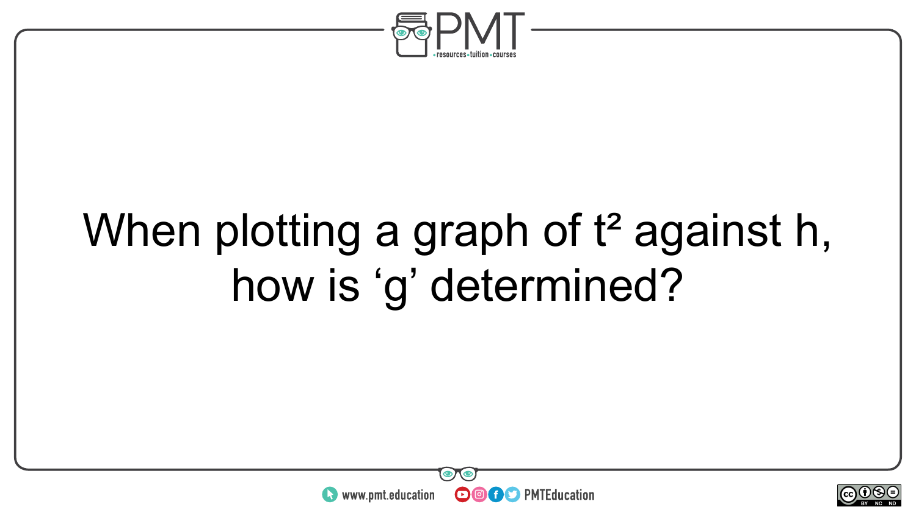When plotting a graph of $t^2$ against $h$, how is ‘g’ determined?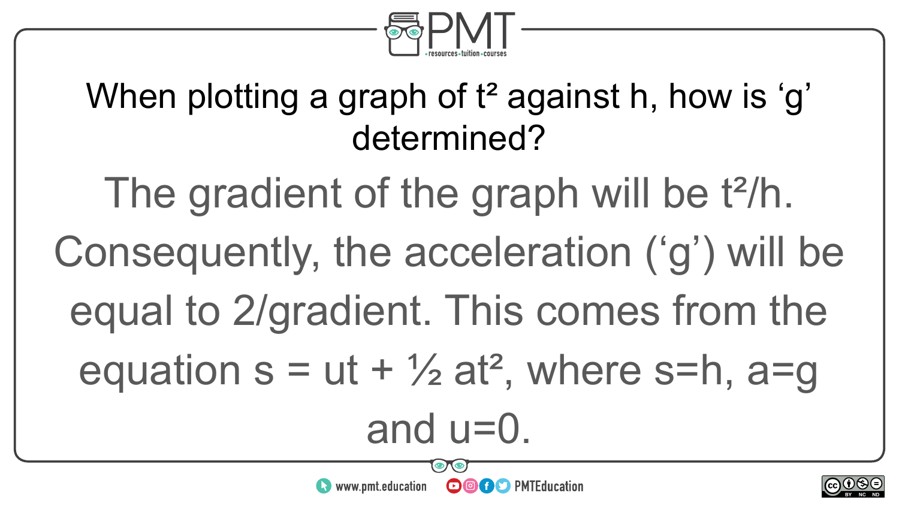When plotting a graph of $t^2$ against $h$, how is 'g' determined?

The gradient of the graph will be $t^2/h$. Consequently, the acceleration ('g') will be equal to 2/gradient. This comes from the equation $s = ut + \frac{1}{2}at^2$, where $s=h$, $a=g$ and $u=0$.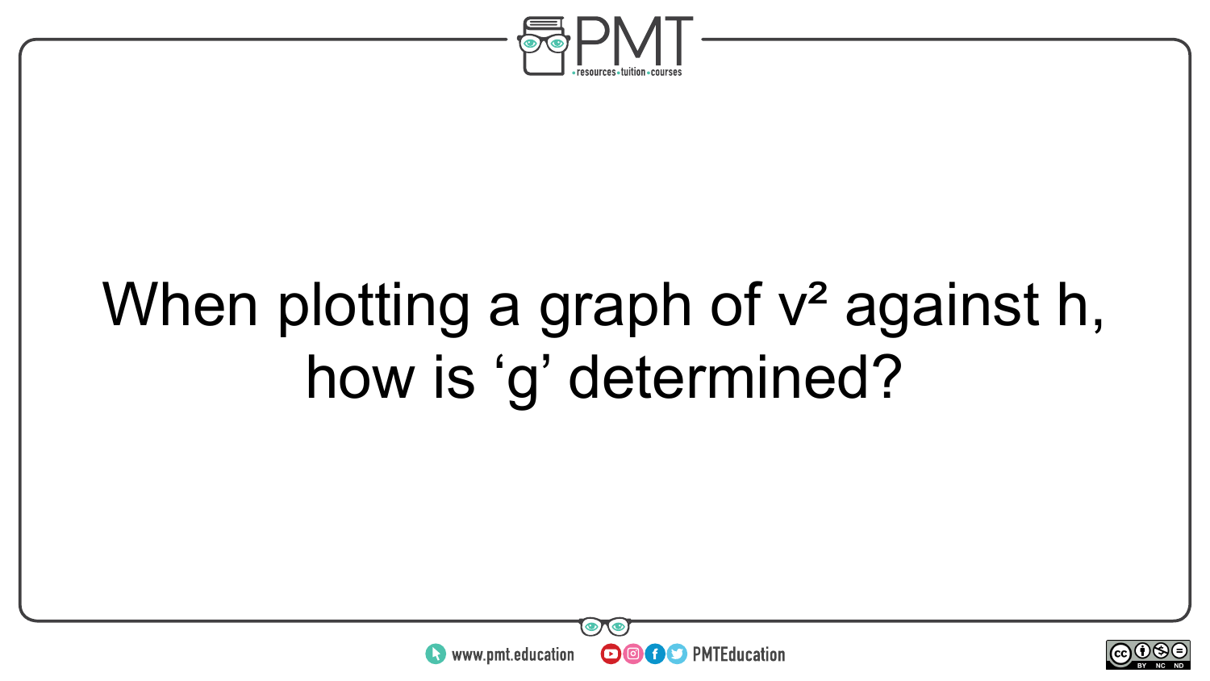When plotting a graph of $v^2$ against $h$, how is ‘g’ determined?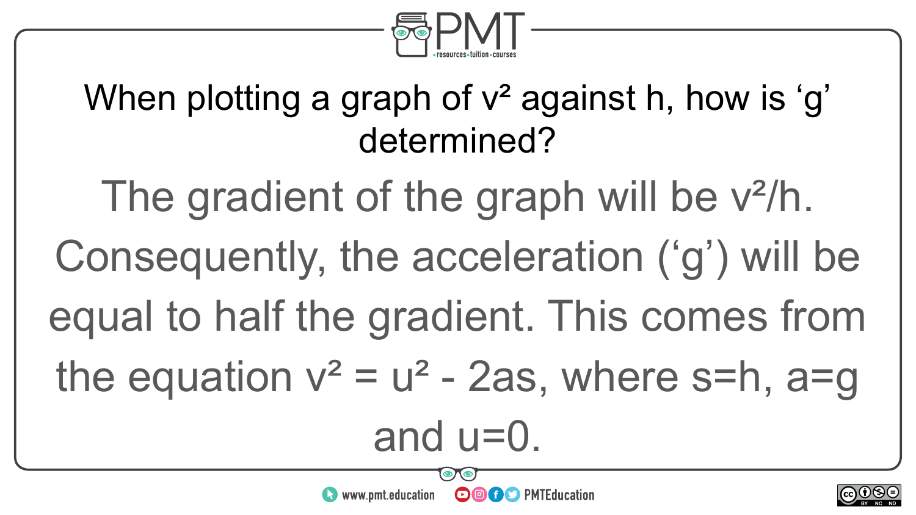When plotting a graph of $v^2$ against h, how is 'g' determined?

The gradient of the graph will be $v^2/h$. Consequently, the acceleration ('g') will be equal to half the gradient. This comes from the equation $v^2 = u^2 - 2as$, where $s=h$, $a=g$ and $u=0$.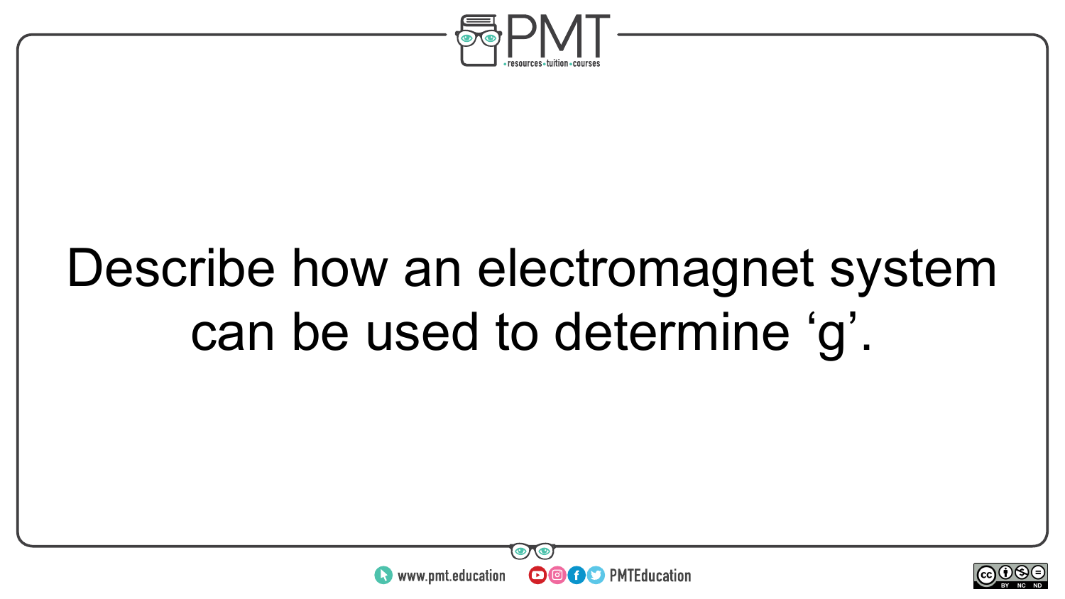Describe how an electromagnet system can be used to determine ‘g’.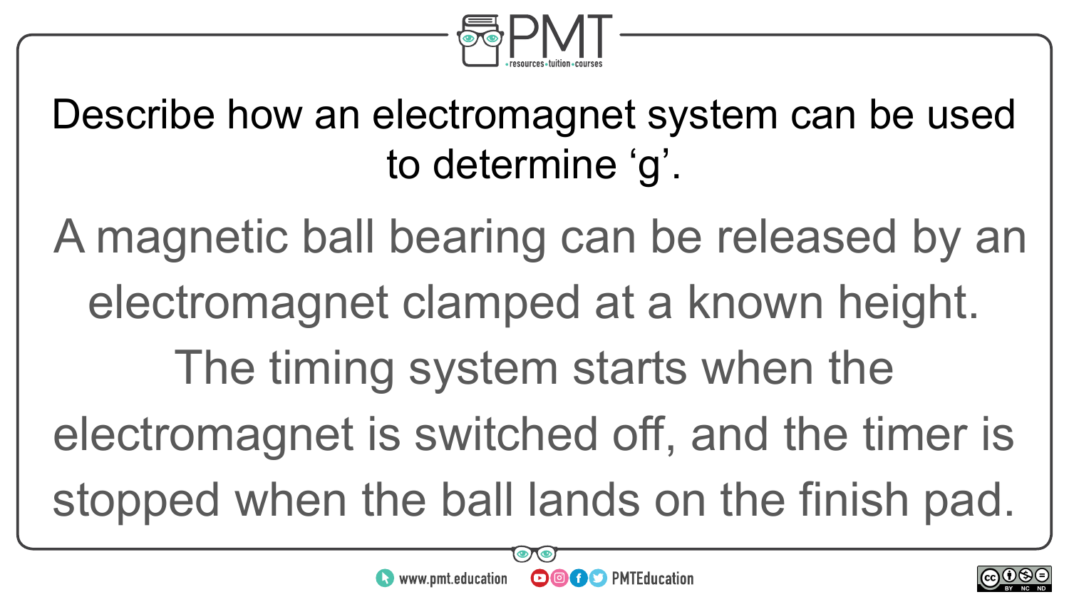Describe how an electromagnet system can be used to determine ‘g’.

A magnetic ball bearing can be released by an electromagnet clamped at a known height. The timing system starts when the electromagnet is switched off, and the timer is stopped when the ball lands on the finish pad.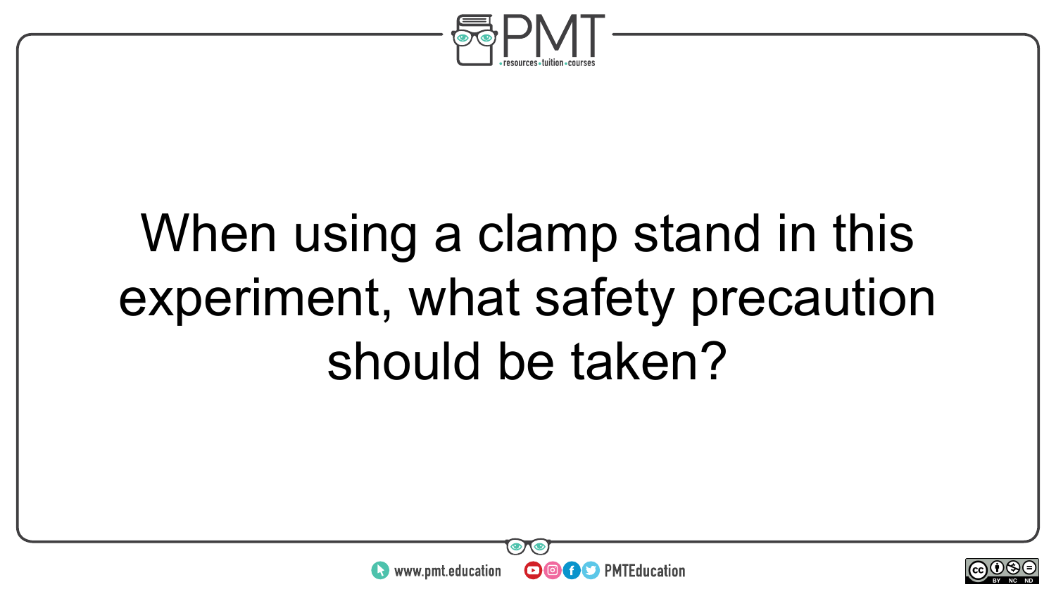When using a clamp stand in this experiment, what safety precaution should be taken?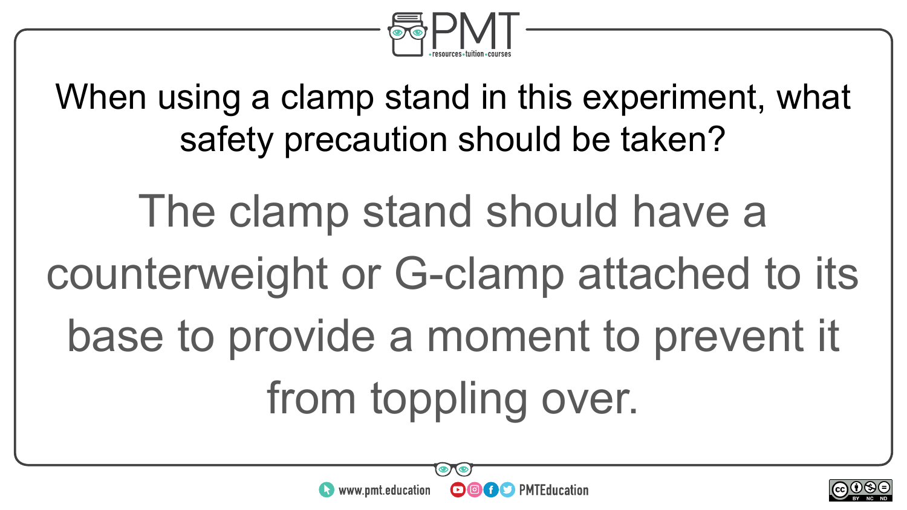When using a clamp stand in this experiment, what safety precaution should be taken?

The clamp stand should have a counterweight or G-clamp attached to its base to provide a moment to prevent it from toppling over.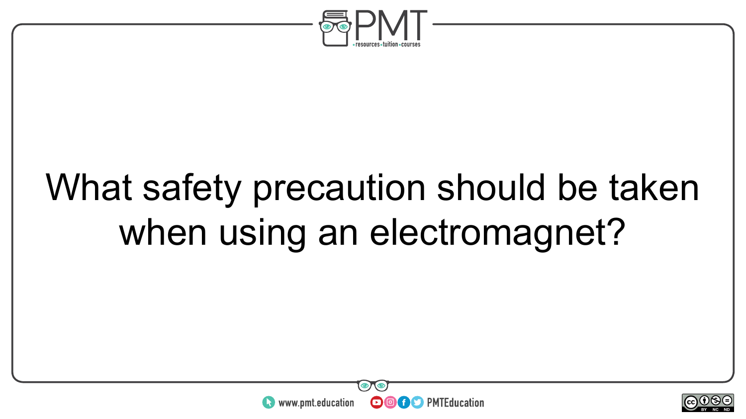What safety precaution should be taken when using an electromagnet?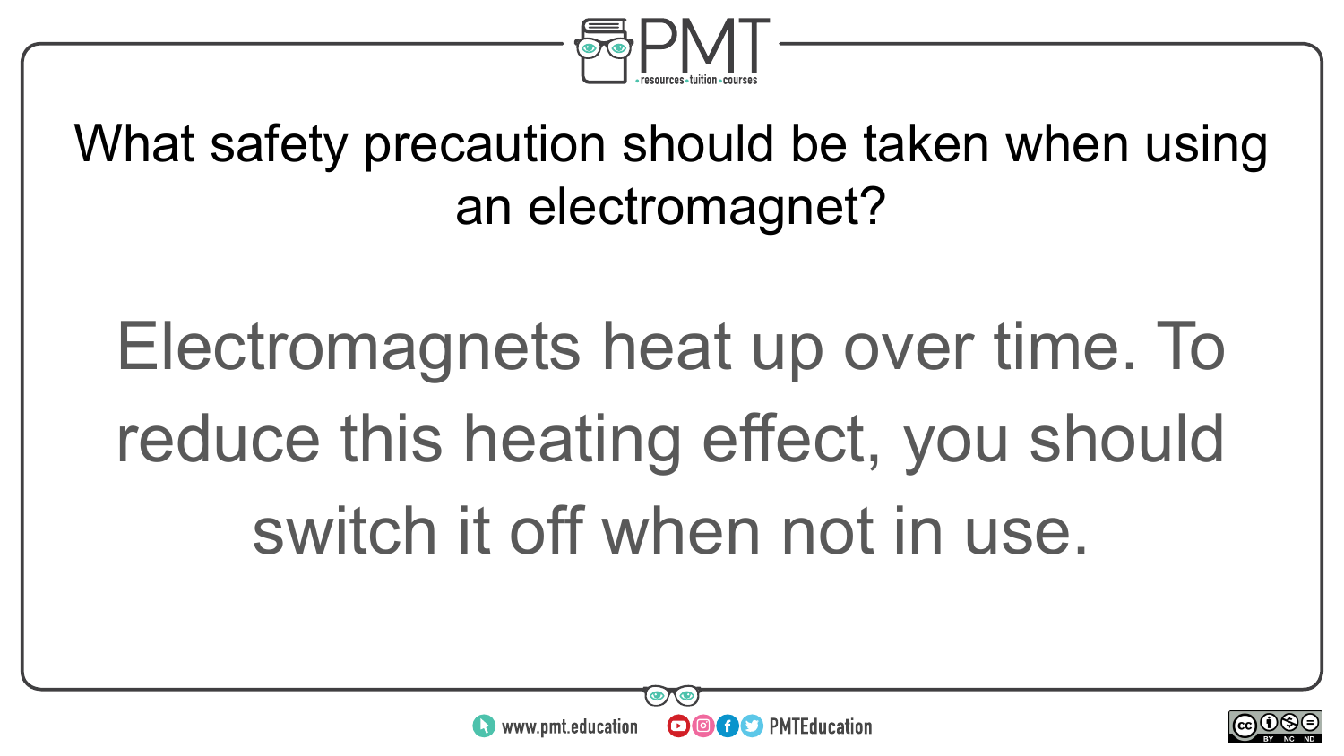What safety precaution should be taken when using an electromagnet?

Electromagnets heat up over time. To reduce this heating effect, you should switch it off when not in use.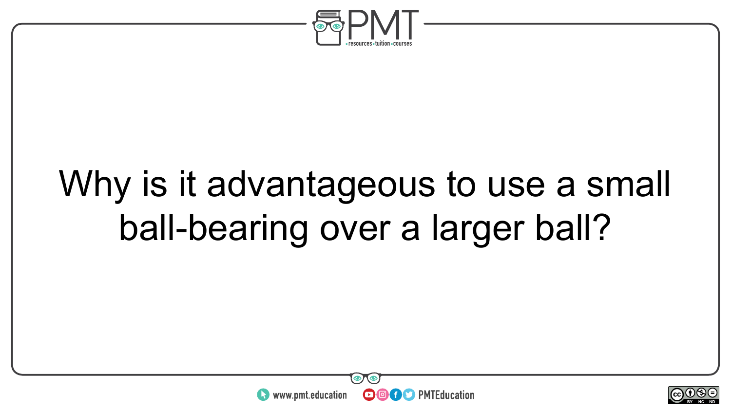Why is it advantageous to use a small ball-bearing over a larger ball?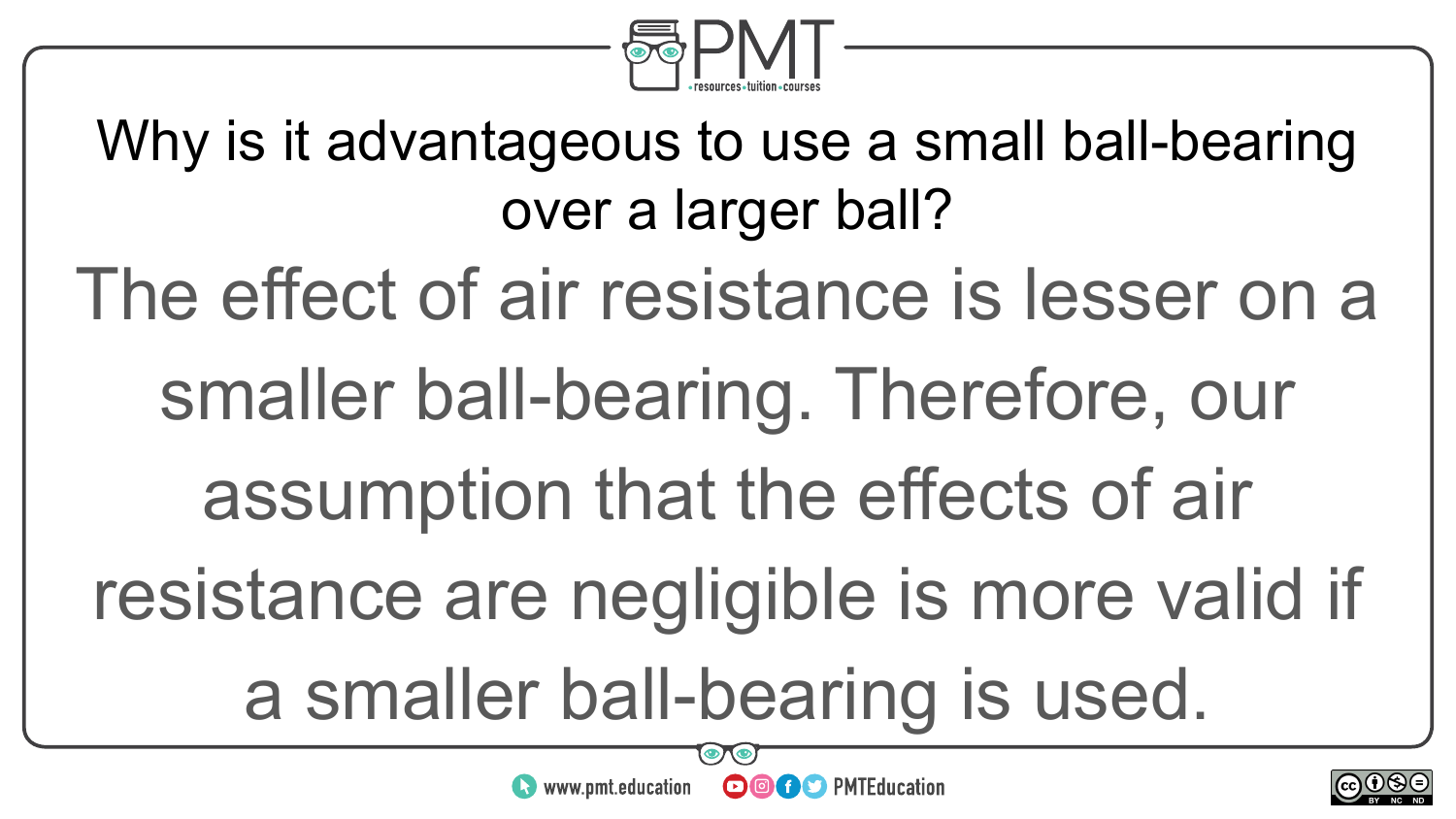Why is it advantageous to use a small ball-bearing over a larger ball?

The effect of air resistance is lesser on a smaller ball-bearing. Therefore, our assumption that the effects of air resistance are negligible is more valid if a smaller ball-bearing is used.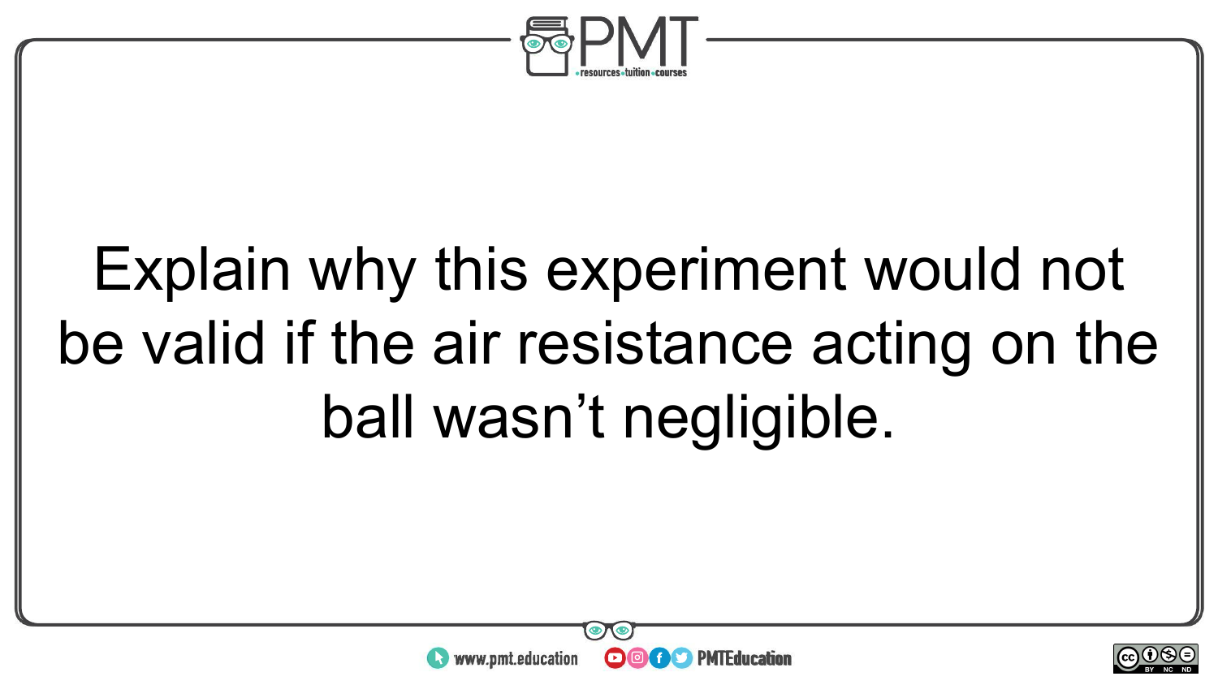Explain why this experiment would not be valid if the air resistance acting on the ball wasn't negligible.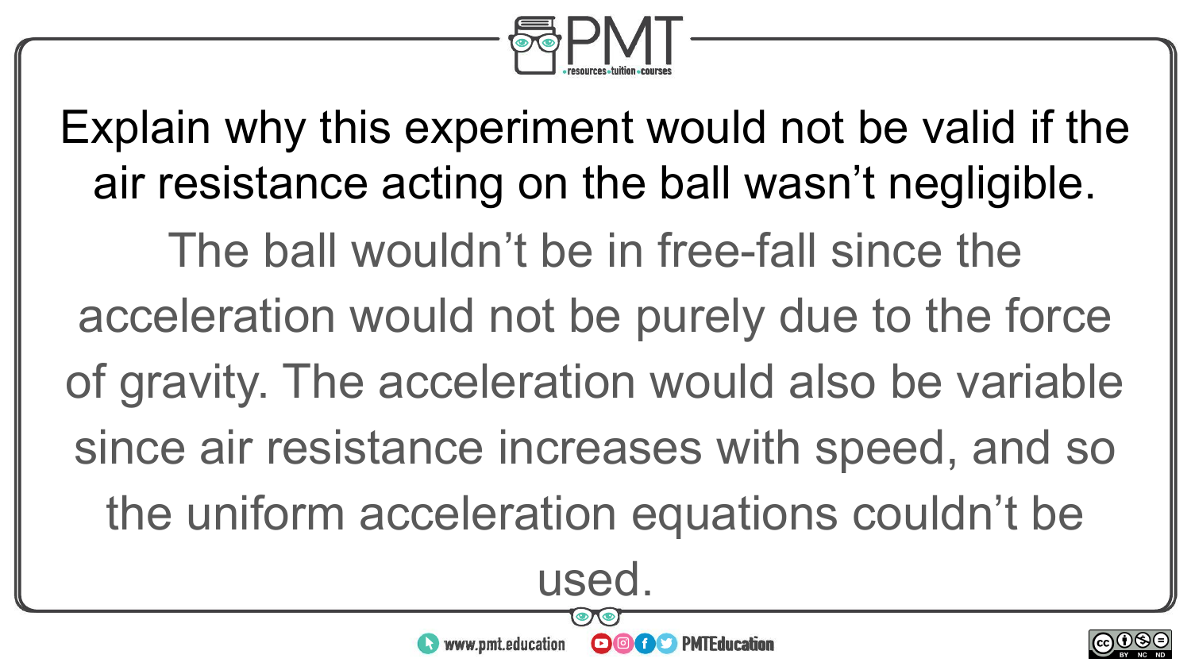Explain why this experiment would not be valid if the air resistance acting on the ball wasn't negligible.

The ball wouldn't be in free-fall since the acceleration would not be purely due to the force of gravity. The acceleration would also be variable since air resistance increases with speed, and so the uniform acceleration equations couldn't be used.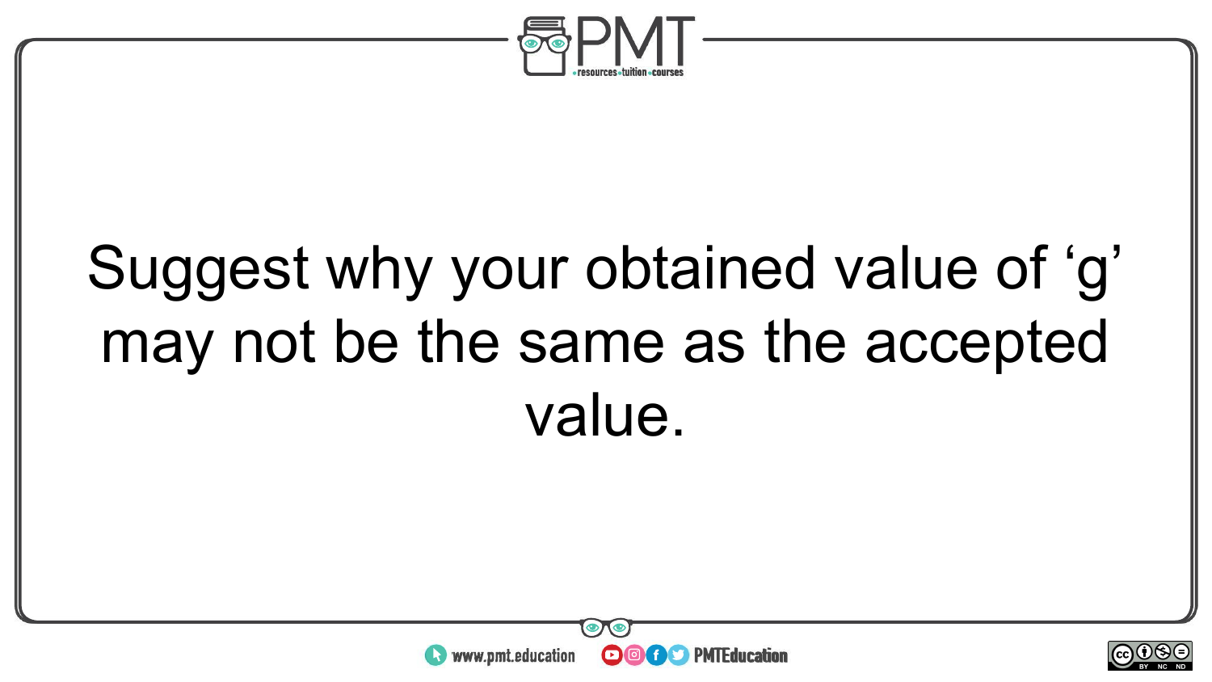Suggest why your obtained value of ‘g’ may not be the same as the accepted value.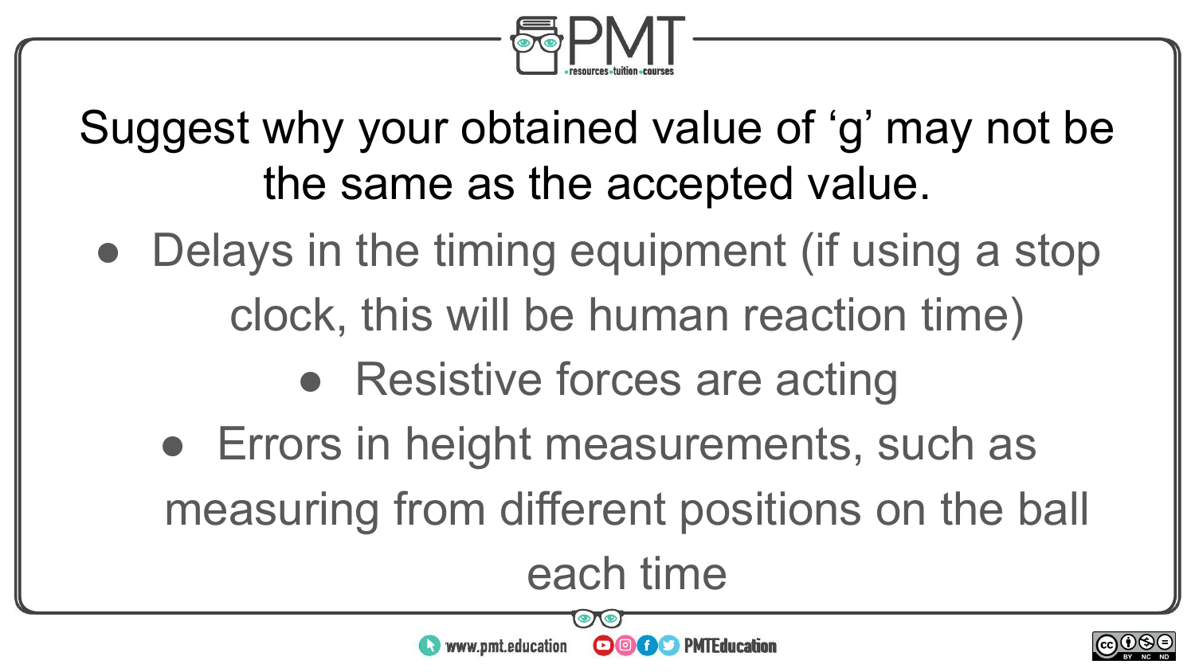## Suggest why your obtained value of ‘g’ may not be the same as the accepted value.

- Delays in the timing equipment (if using a stop clock, this will be human reaction time)
- Resistive forces are acting
- Errors in height measurements, such as measuring from different positions on the ball each time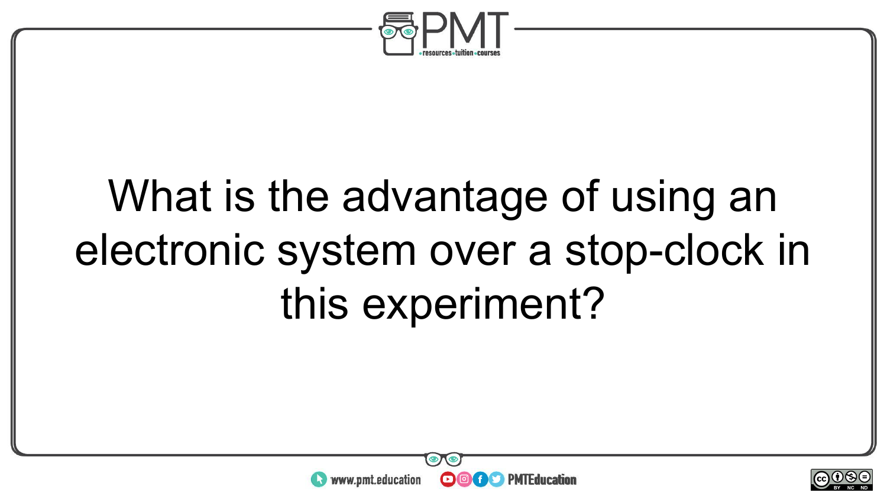What is the advantage of using an electronic system over a stop-clock in this experiment?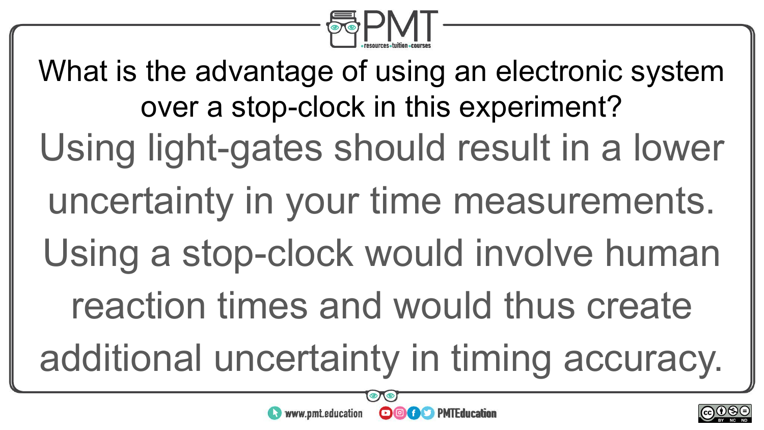What is the advantage of using an electronic system over a stop-clock in this experiment?

Using light-gates should result in a lower uncertainty in your time measurements. Using a stop-clock would involve human reaction times and would thus create additional uncertainty in timing accuracy.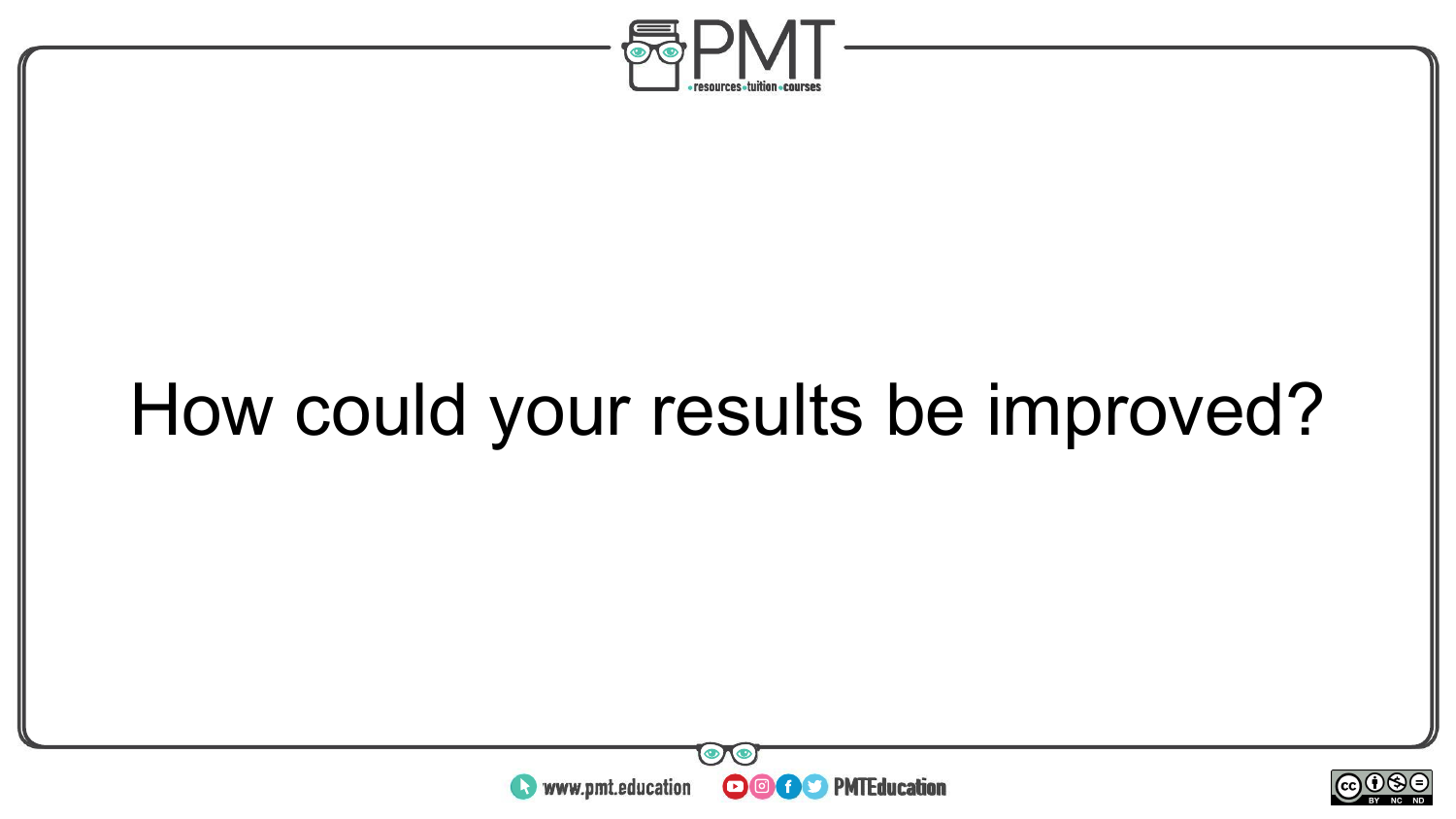How could your results be improved?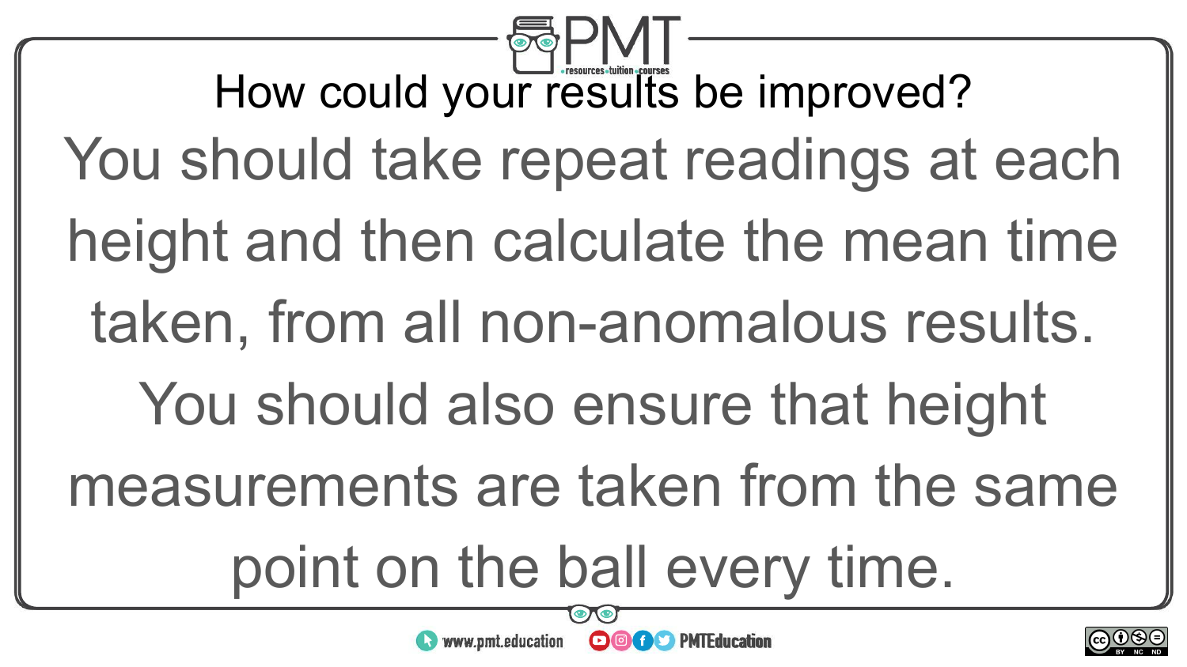## How could your results be improved?

You should take repeat readings at each height and then calculate the mean time taken, from all non-anomalous results. You should also ensure that height measurements are taken from the same point on the ball every time.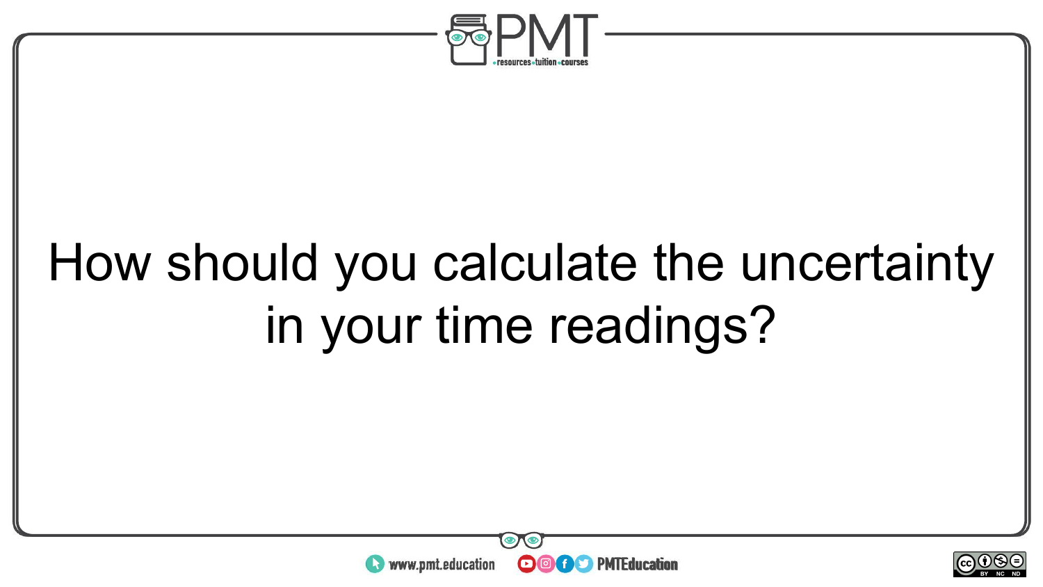How should you calculate the uncertainty in your time readings?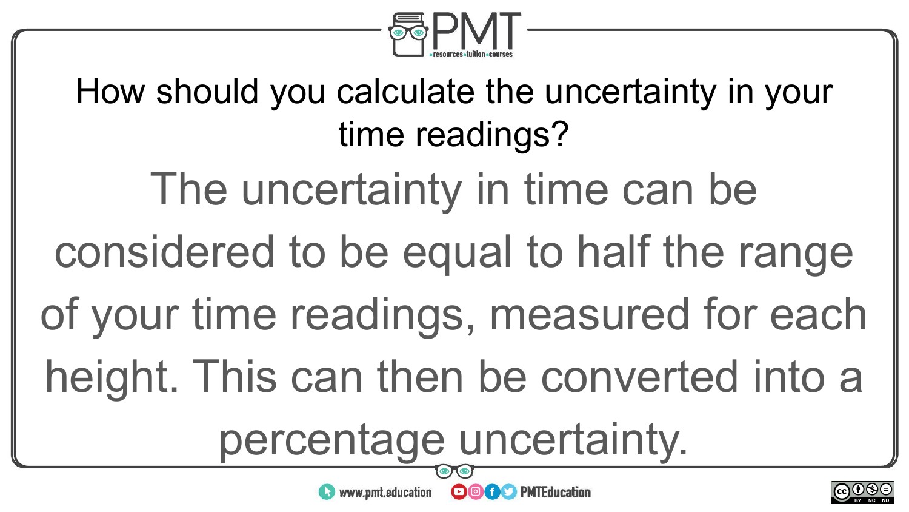How should you calculate the uncertainty in your time readings?

The uncertainty in time can be considered to be equal to half the range of your time readings, measured for each height. This can then be converted into a percentage uncertainty.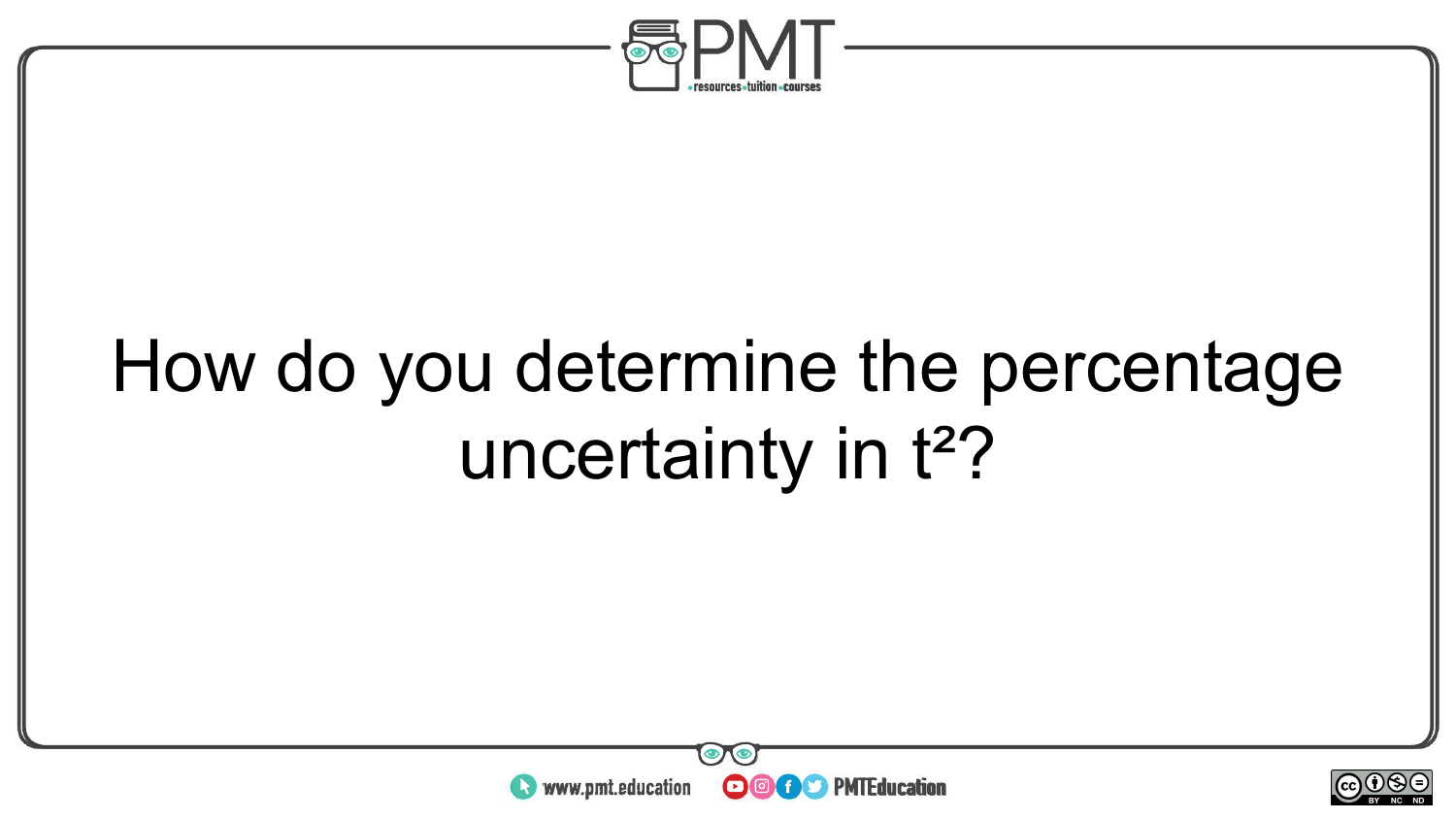How do you determine the percentage uncertainty in $t^2$?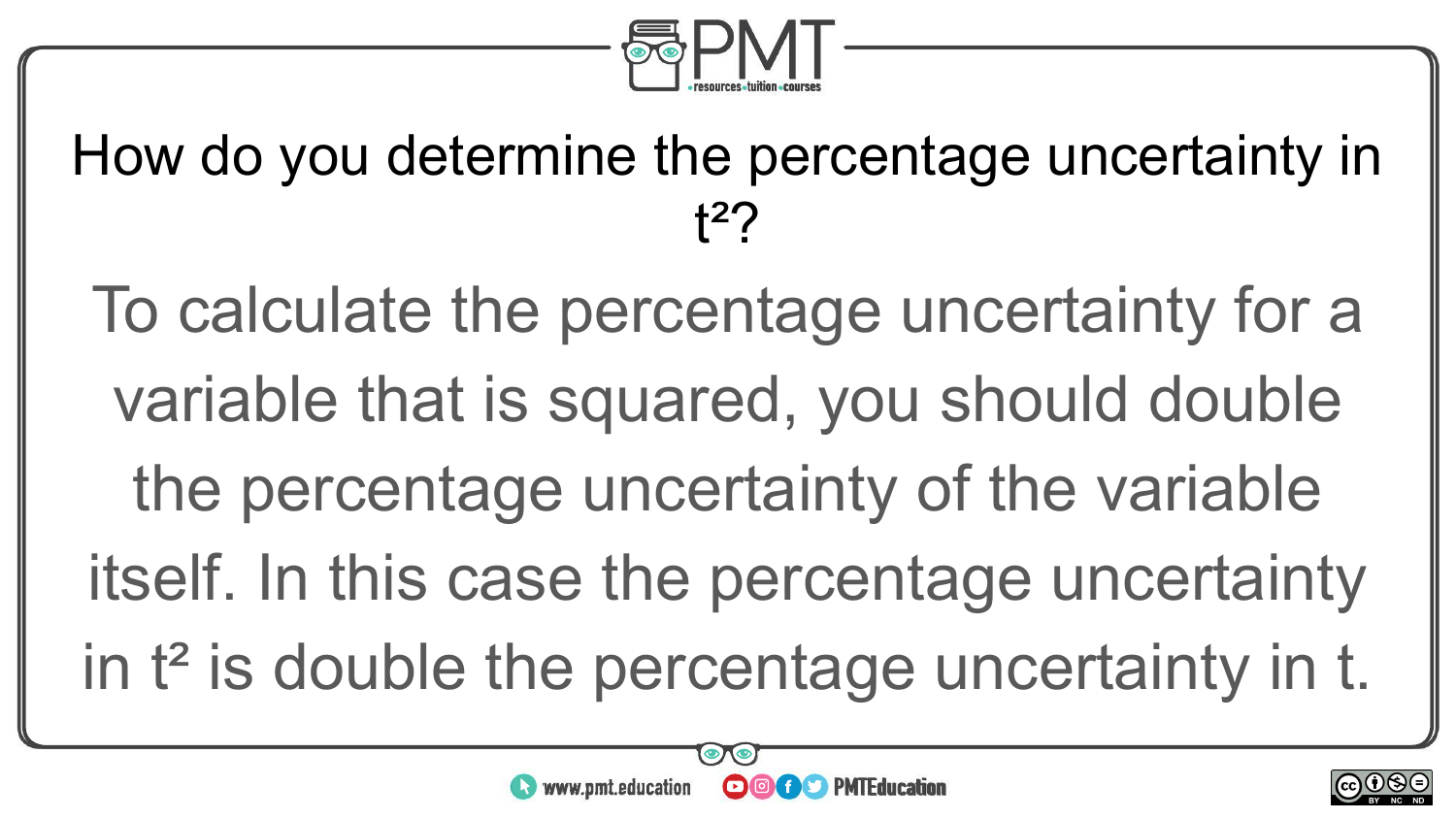How do you determine the percentage uncertainty in $t^2$?

To calculate the percentage uncertainty for a variable that is squared, you should double the percentage uncertainty of the variable itself. In this case the percentage uncertainty in $t^2$ is double the percentage uncertainty in $t$.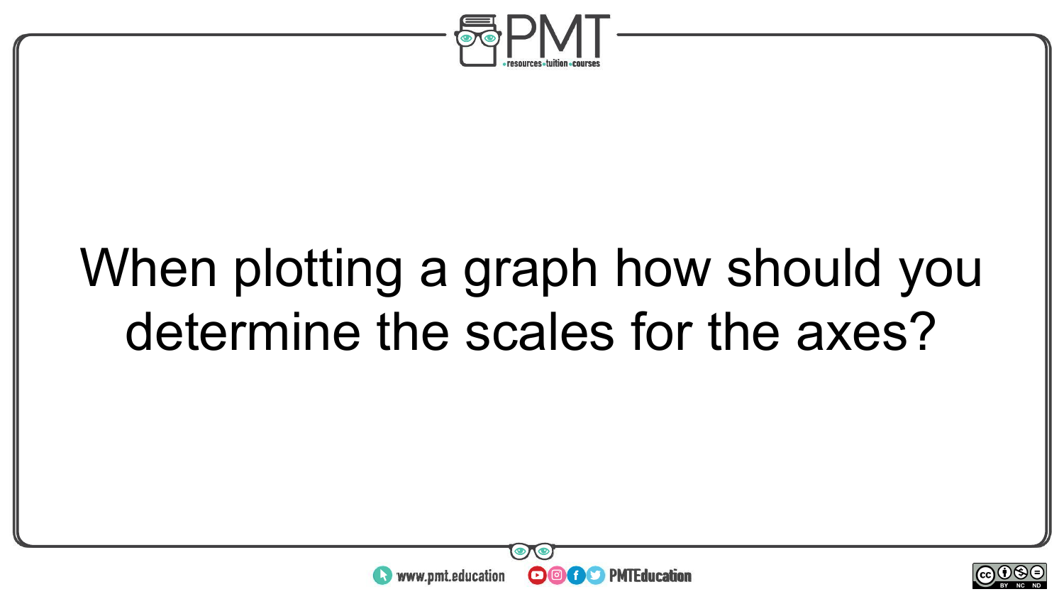When plotting a graph how should you determine the scales for the axes?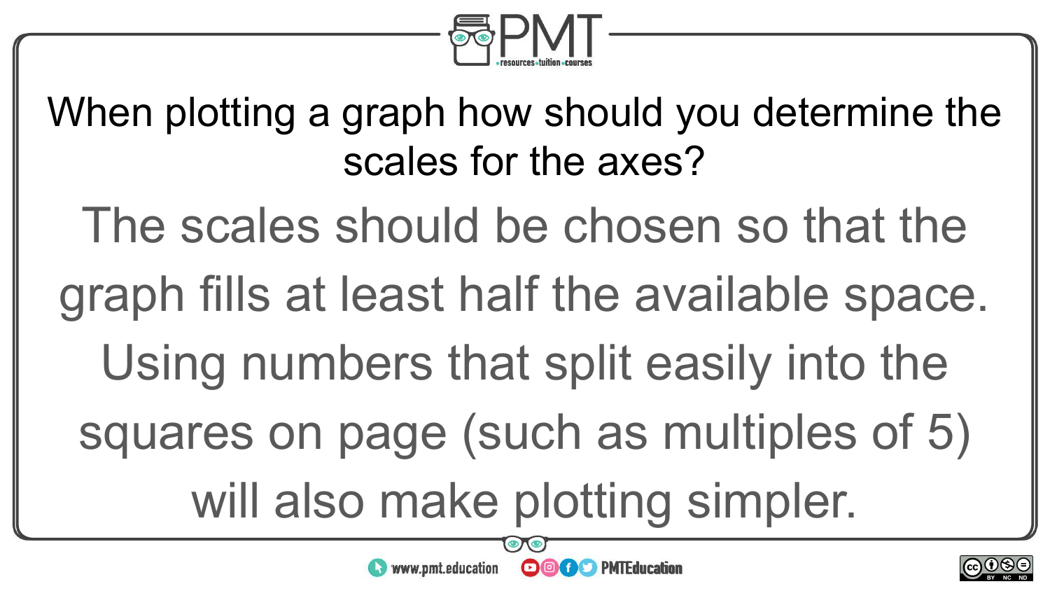When plotting a graph how should you determine the scales for the axes?

The scales should be chosen so that the graph fills at least half the available space. Using numbers that split easily into the squares on page (such as multiples of 5) will also make plotting simpler.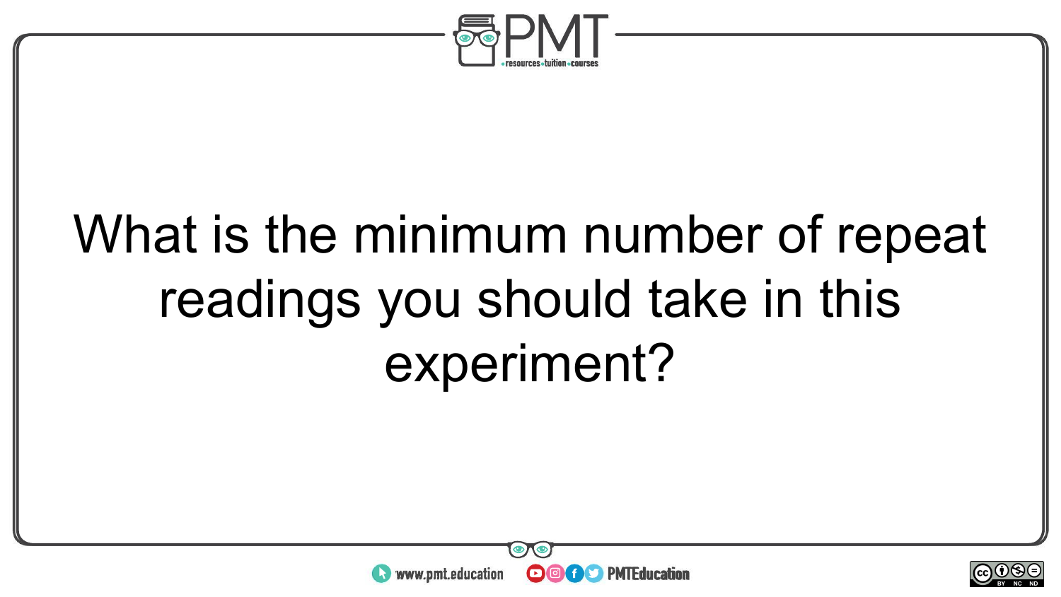What is the minimum number of repeat readings you should take in this experiment?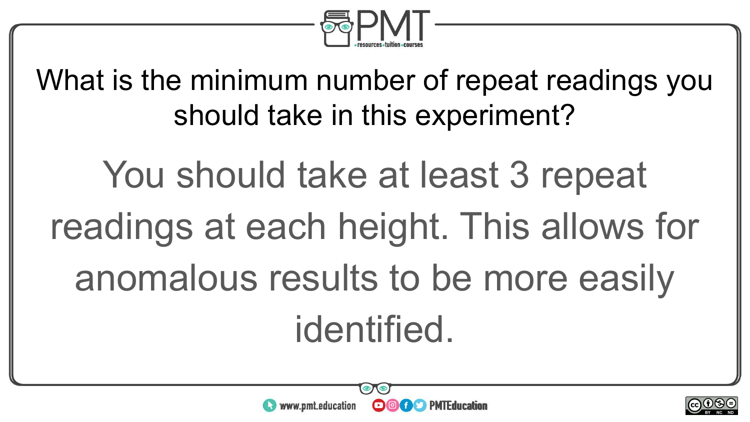What is the minimum number of repeat readings you should take in this experiment?

You should take at least 3 repeat readings at each height. This allows for anomalous results to be more easily identified.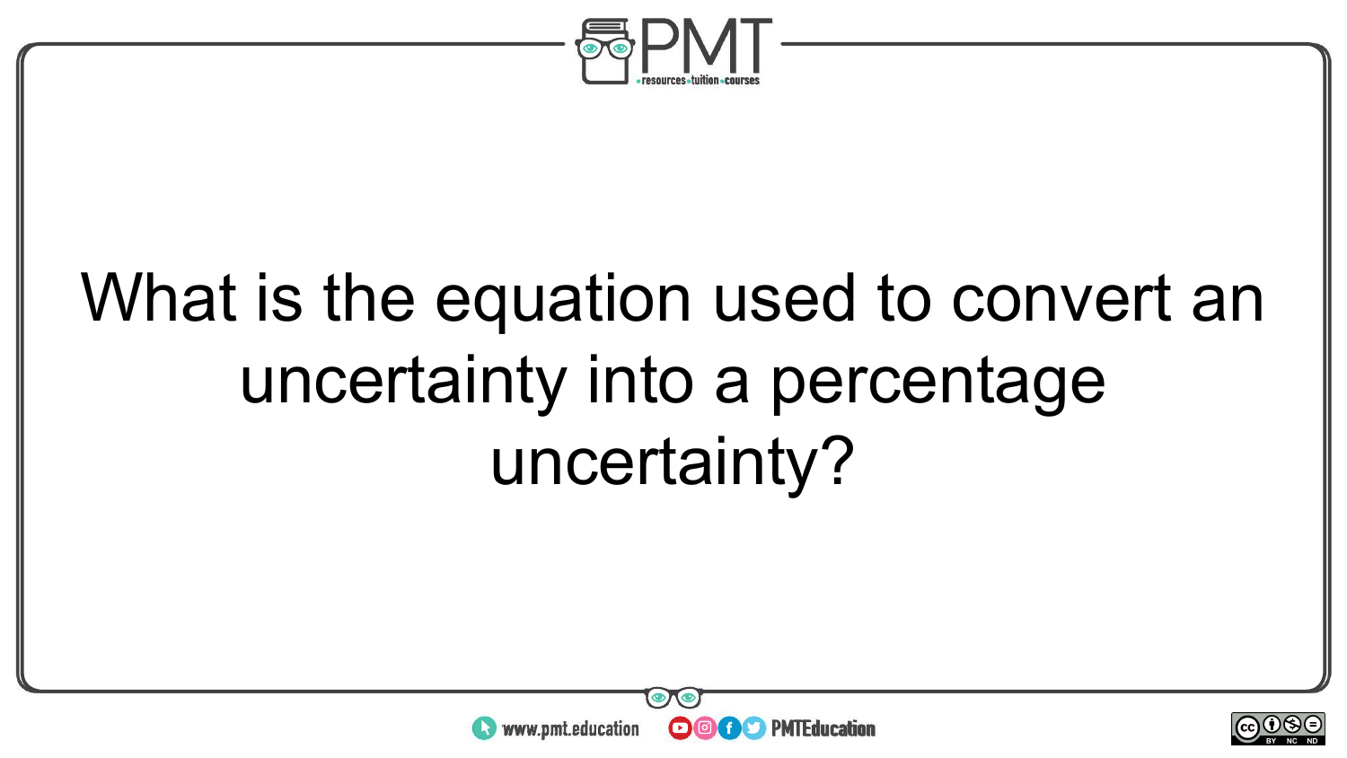What is the equation used to convert an uncertainty into a percentage uncertainty?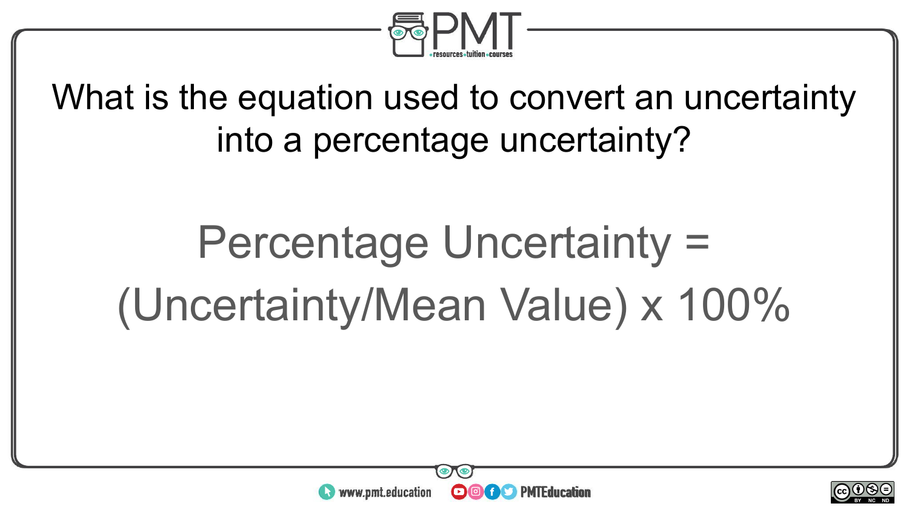What is the equation used to convert an uncertainty into a percentage uncertainty?

$$\text{Percentage Uncertainty} = (\text{Uncertainty}/\text{Mean Value}) \times 100\%$$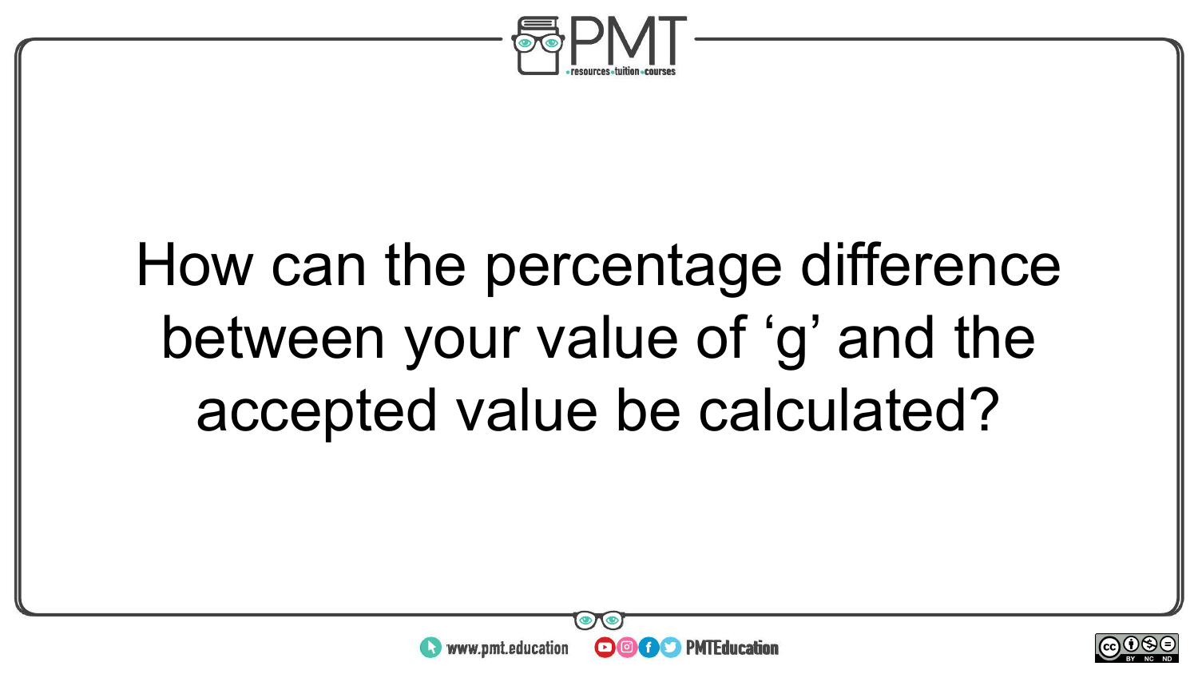How can the percentage difference between your value of ‘g’ and the accepted value be calculated?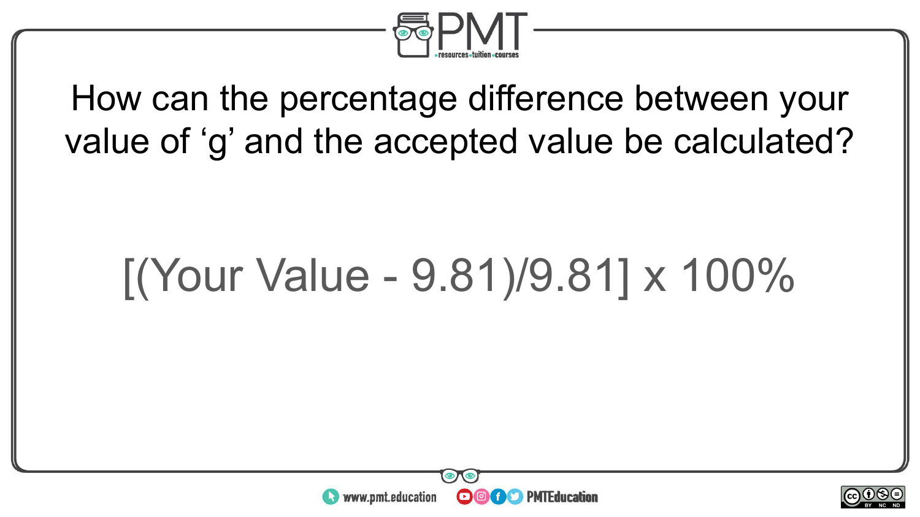How can the percentage difference between your value of ‘g’ and the accepted value be calculated?

[(Your Value - 9.81)/9.81] x 100%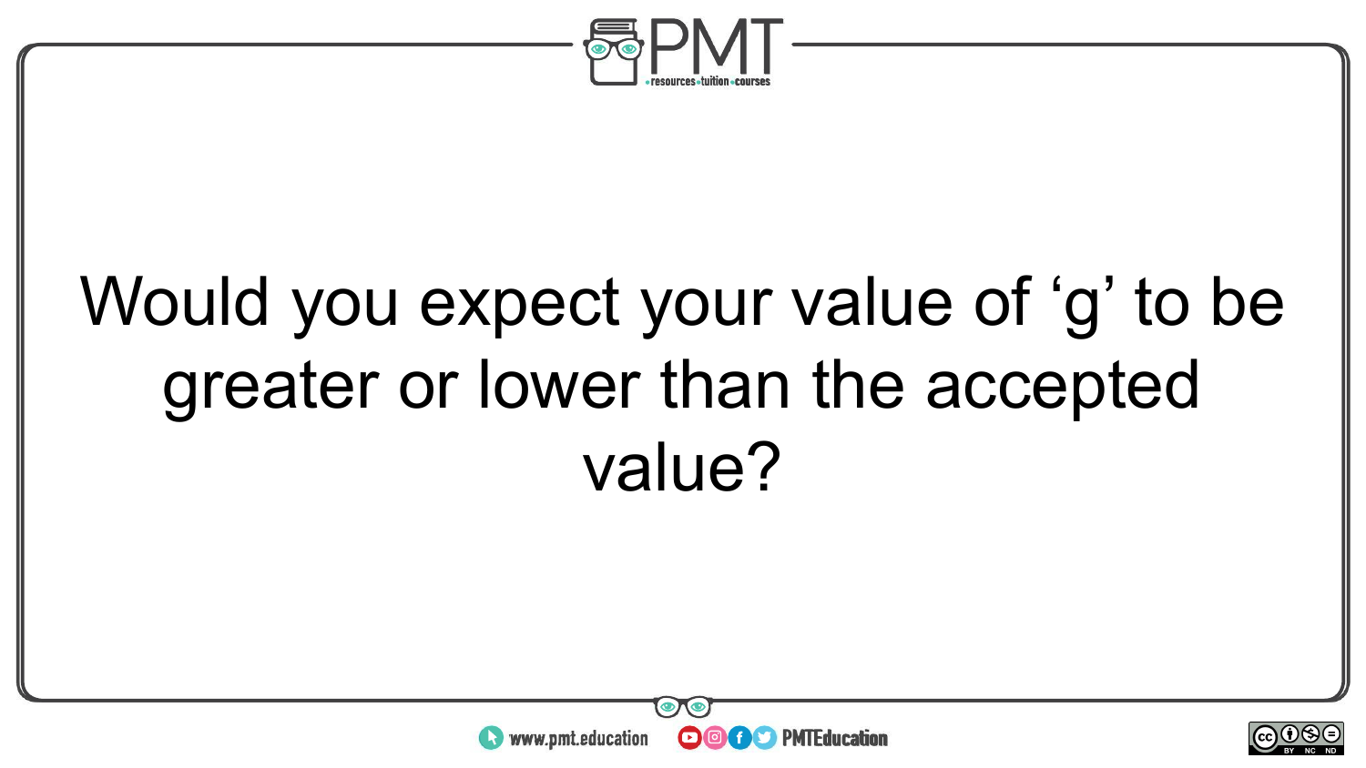Would you expect your value of ‘g’ to be greater or lower than the accepted value?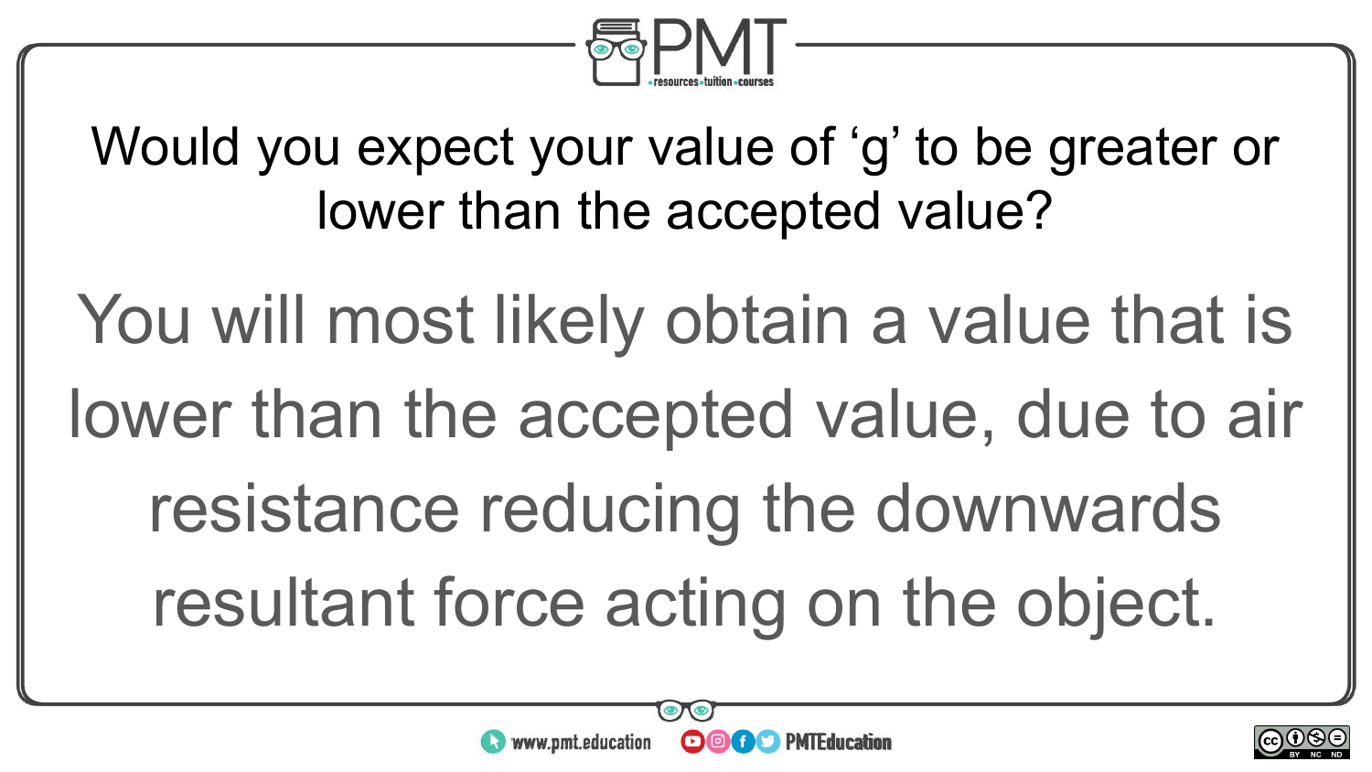Would you expect your value of ‘g’ to be greater or lower than the accepted value?

You will most likely obtain a value that is lower than the accepted value, due to air resistance reducing the downwards resultant force acting on the object.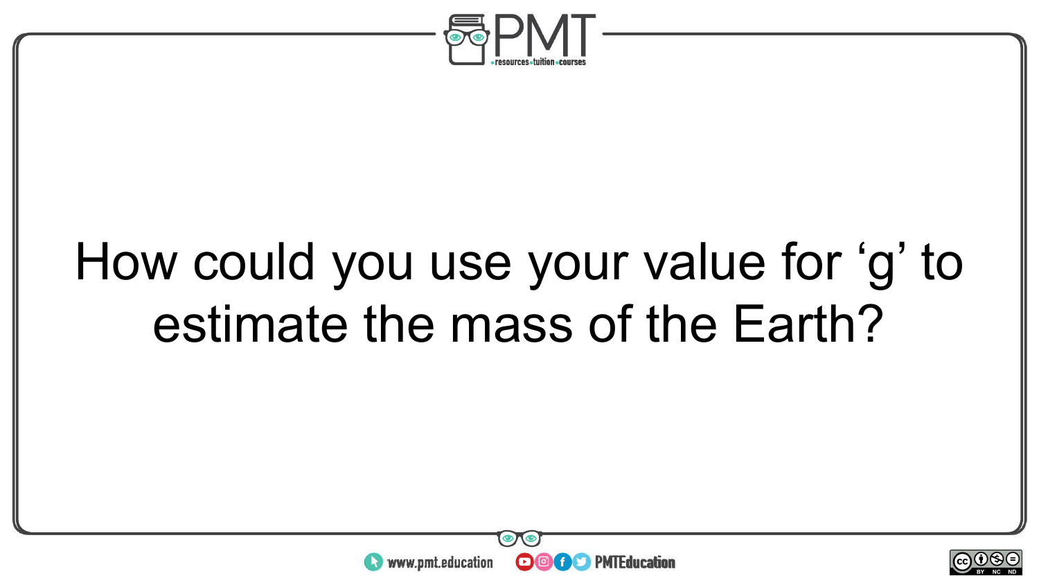How could you use your value for ‘g’ to estimate the mass of the Earth?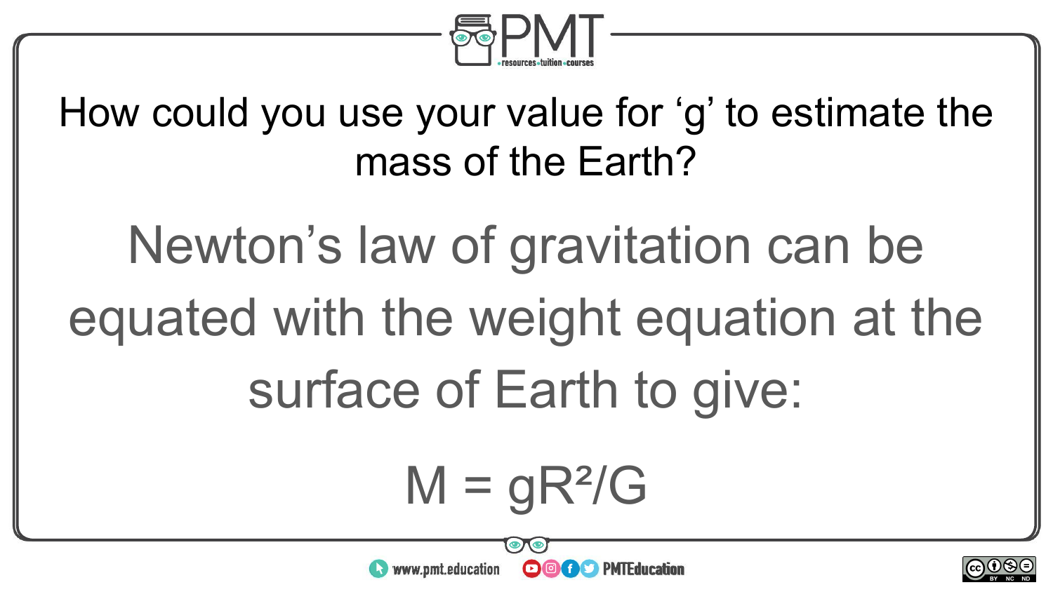How could you use your value for ‘g’ to estimate the mass of the Earth?

Newton’s law of gravitation can be equated with the weight equation at the surface of Earth to give:

$$M = gR^2/G$$